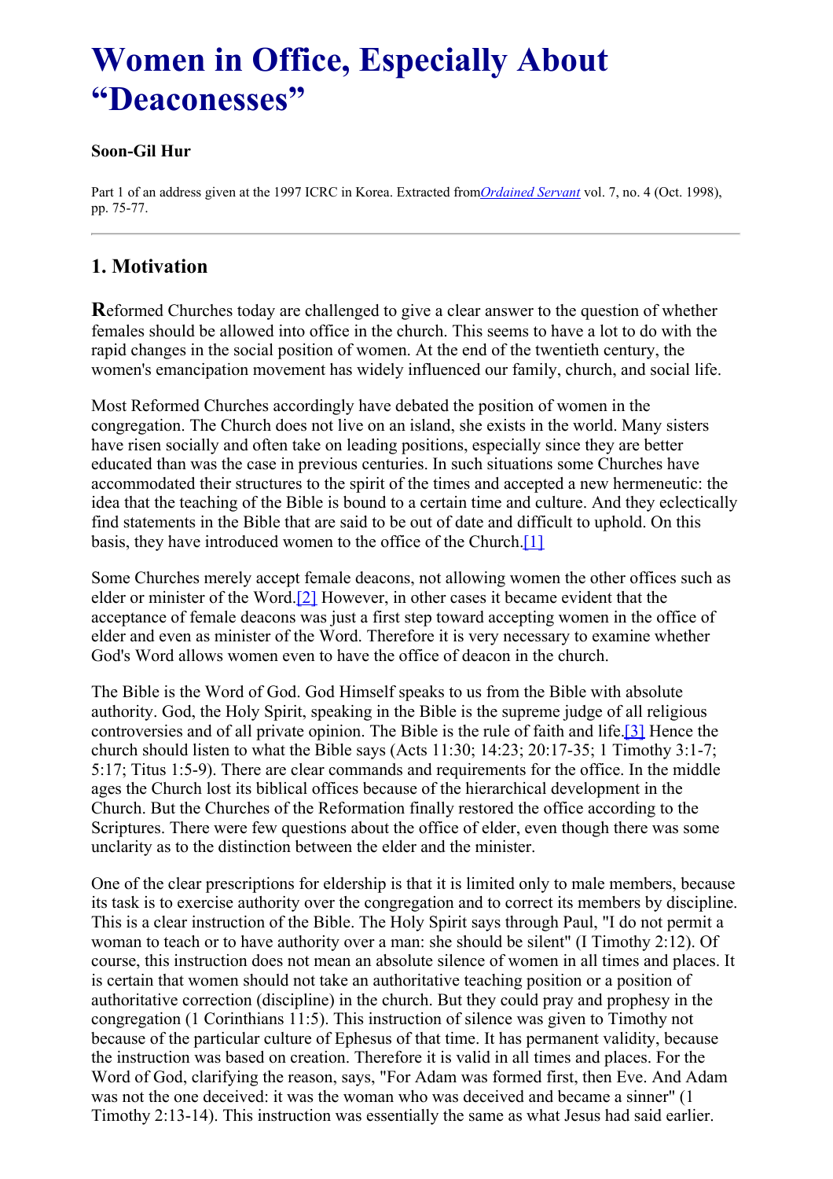# Women in Office, Especially About "Deaconesses"

**Soon-Gil Hur**

Part 1 of an address given at the 1997 ICRC in Korea. Extracted from *Ordained Servant* vol. 7, no. 4 (Oct. 1998), pp. 75-77.

---

## 1. Motivation

Reformed Churches today are challenged to give a clear answer to the question of whether females should be allowed into office in the church. This seems to have a lot to do with the rapid changes in the social position of women. At the end of the twentieth century, the women's emancipation movement has widely influenced our family, church, and social life.

Most Reformed Churches accordingly have debated the position of women in the congregation. The Church does not live on an island, she exists in the world. Many sisters have risen socially and often take on leading positions, especially since they are better educated than was the case in previous centuries. In such situations some Churches have accommodated their structures to the spirit of the times and accepted a new hermeneutic: the idea that the teaching of the Bible is bound to a certain time and culture. And they eclectically find statements in the Bible that are said to be out of date and difficult to uphold. On this basis, they have introduced women to the office of the Church.[1]

Some Churches merely accept female deacons, not allowing women the other offices such as elder or minister of the Word.[2] However, in other cases it became evident that the acceptance of female deacons was just a first step toward accepting women in the office of elder and even as minister of the Word. Therefore it is very necessary to examine whether God's Word allows women even to have the office of deacon in the church.

The Bible is the Word of God. God Himself speaks to us from the Bible with absolute authority. God, the Holy Spirit, speaking in the Bible is the supreme judge of all religious controversies and of all private opinion. The Bible is the rule of faith and life.[3] Hence the church should listen to what the Bible says (Acts 11:30; 14:23; 20:17-35; 1 Timothy 3:1-7; 5:17; Titus 1:5-9). There are clear commands and requirements for the office. In the middle ages the Church lost its biblical offices because of the hierarchical development in the Church. But the Churches of the Reformation finally restored the office according to the Scriptures. There were few questions about the office of elder, even though there was some unclarity as to the distinction between the elder and the minister.

One of the clear prescriptions for eldership is that it is limited only to male members, because its task is to exercise authority over the congregation and to correct its members by discipline. This is a clear instruction of the Bible. The Holy Spirit says through Paul, "I do not permit a woman to teach or to have authority over a man: she should be silent" (I Timothy 2:12). Of course, this instruction does not mean an absolute silence of women in all times and places. It is certain that women should not take an authoritative teaching position or a position of authoritative correction (discipline) in the church. But they could pray and prophesy in the congregation (1 Corinthians 11:5). This instruction of silence was given to Timothy not because of the particular culture of Ephesus of that time. It has permanent validity, because the instruction was based on creation. Therefore it is valid in all times and places. For the Word of God, clarifying the reason, says, "For Adam was formed first, then Eve. And Adam was not the one deceived: it was the woman who was deceived and became a sinner" (1 Timothy 2:13-14). This instruction was essentially the same as what Jesus had said earlier.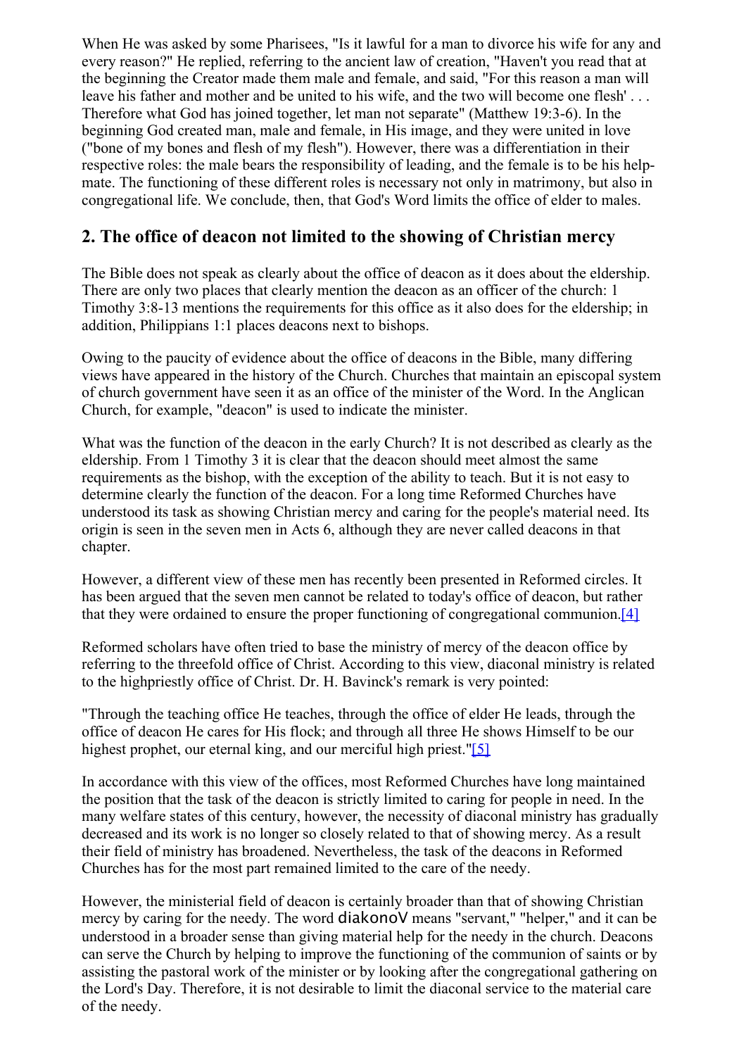When He was asked by some Pharisees, "Is it lawful for a man to divorce his wife for any and every reason?" He replied, referring to the ancient law of creation, "Haven't you read that at the beginning the Creator made them male and female, and said, "For this reason a man will leave his father and mother and be united to his wife, and the two will become one flesh' . . . Therefore what God has joined together, let man not separate" (Matthew 19:3-6). In the beginning God created man, male and female, in His image, and they were united in love ("bone of my bones and flesh of my flesh"). However, there was a differentiation in their respective roles: the male bears the responsibility of leading, and the female is to be his help-mate. The functioning of these different roles is necessary not only in matrimony, but also in congregational life. We conclude, then, that God's Word limits the office of elder to males.

## 2. The office of deacon not limited to the showing of Christian mercy

The Bible does not speak as clearly about the office of deacon as it does about the eldership. There are only two places that clearly mention the deacon as an officer of the church: 1 Timothy 3:8-13 mentions the requirements for this office as it also does for the eldership; in addition, Philippians 1:1 places deacons next to bishops.

Owing to the paucity of evidence about the office of deacons in the Bible, many differing views have appeared in the history of the Church. Churches that maintain an episcopal system of church government have seen it as an office of the minister of the Word. In the Anglican Church, for example, "deacon" is used to indicate the minister.

What was the function of the deacon in the early Church? It is not described as clearly as the eldership. From 1 Timothy 3 it is clear that the deacon should meet almost the same requirements as the bishop, with the exception of the ability to teach. But it is not easy to determine clearly the function of the deacon. For a long time Reformed Churches have understood its task as showing Christian mercy and caring for the people's material need. Its origin is seen in the seven men in Acts 6, although they are never called deacons in that chapter.

However, a different view of these men has recently been presented in Reformed circles. It has been argued that the seven men cannot be related to today's office of deacon, but rather that they were ordained to ensure the proper functioning of congregational communion.[4]

Reformed scholars have often tried to base the ministry of mercy of the deacon office by referring to the threefold office of Christ. According to this view, diaconal ministry is related to the highpriestly office of Christ. Dr. H. Bavinck's remark is very pointed:

"Through the teaching office He teaches, through the office of elder He leads, through the office of deacon He cares for His flock; and through all three He shows Himself to be our highest prophet, our eternal king, and our merciful high priest."[5]

In accordance with this view of the offices, most Reformed Churches have long maintained the position that the task of the deacon is strictly limited to caring for people in need. In the many welfare states of this century, however, the necessity of diaconal ministry has gradually decreased and its work is no longer so closely related to that of showing mercy. As a result their field of ministry has broadened. Nevertheless, the task of the deacons in Reformed Churches has for the most part remained limited to the care of the needy.

However, the ministerial field of deacon is certainly broader than that of showing Christian mercy by caring for the needy. The word diakonoV means "servant," "helper," and it can be understood in a broader sense than giving material help for the needy in the church. Deacons can serve the Church by helping to improve the functioning of the communion of saints or by assisting the pastoral work of the minister or by looking after the congregational gathering on the Lord's Day. Therefore, it is not desirable to limit the diaconal service to the material care of the needy.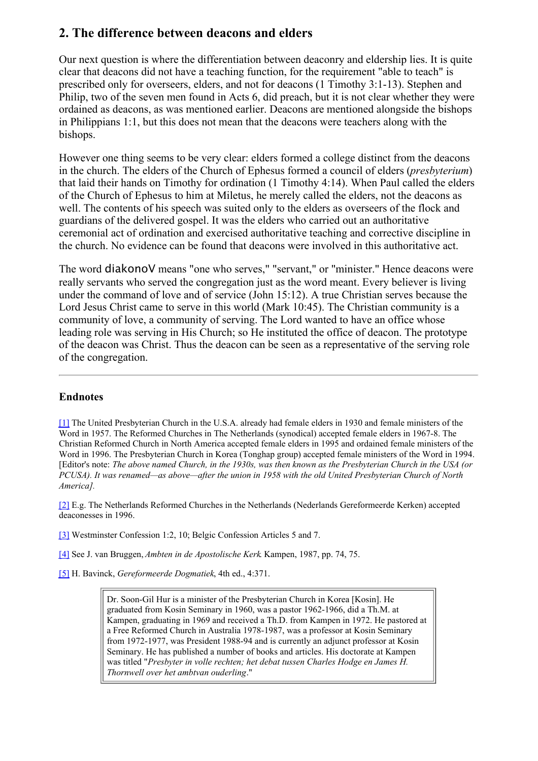## 2. The difference between deacons and elders

Our next question is where the differentiation between deaconry and eldership lies. It is quite clear that deacons did not have a teaching function, for the requirement "able to teach" is prescribed only for overseers, elders, and not for deacons (1 Timothy 3:1-13). Stephen and Philip, two of the seven men found in Acts 6, did preach, but it is not clear whether they were ordained as deacons, as was mentioned earlier. Deacons are mentioned alongside the bishops in Philippians 1:1, but this does not mean that the deacons were teachers along with the bishops.

However one thing seems to be very clear: elders formed a college distinct from the deacons in the church. The elders of the Church of Ephesus formed a council of elders (*presbyterium*) that laid their hands on Timothy for ordination (1 Timothy 4:14). When Paul called the elders of the Church of Ephesus to him at Miletus, he merely called the elders, not the deacons as well. The contents of his speech was suited only to the elders as overseers of the flock and guardians of the delivered gospel. It was the elders who carried out an authoritative ceremonial act of ordination and exercised authoritative teaching and corrective discipline in the church. No evidence can be found that deacons were involved in this authoritative act.

The word diakonoV means "one who serves," "servant," or "minister." Hence deacons were really servants who served the congregation just as the word meant. Every believer is living under the command of love and of service (John 15:12). A true Christian serves because the Lord Jesus Christ came to serve in this world (Mark 10:45). The Christian community is a community of love, a community of serving. The Lord wanted to have an office whose leading role was serving in His Church; so He instituted the office of deacon. The prototype of the deacon was Christ. Thus the deacon can be seen as a representative of the serving role of the congregation.

---

### Endnotes

[1] The United Presbyterian Church in the U.S.A. already had female elders in 1930 and female ministers of the Word in 1957. The Reformed Churches in The Netherlands (synodical) accepted female elders in 1967-8. The Christian Reformed Church in North America accepted female elders in 1995 and ordained female ministers of the Word in 1996. The Presbyterian Church in Korea (Tonghap group) accepted female ministers of the Word in 1994. [Editor's note: *The above named Church, in the 1930s, was then known as the Presbyterian Church in the USA (or PCUSA). It was renamed—as above—after the union in 1958 with the old United Presbyterian Church of North America].*

[2] E.g. The Netherlands Reformed Churches in the Netherlands (Nederlands Gereformeerde Kerken) accepted deaconesses in 1996.

[3] Westminster Confession 1:2, 10; Belgic Confession Articles 5 and 7.

[4] See J. van Bruggen, *Ambten in de Apostolische Kerk*. Kampen, 1987, pp. 74, 75.

[5] H. Bavinck, *Gereformeerde Dogmatiek*, 4th ed., 4:371.

Dr. Soon-Gil Hur is a minister of the Presbyterian Church in Korea [Kosin]. He graduated from Kosin Seminary in 1960, was a pastor 1962-1966, did a Th.M. at Kampen, graduating in 1969 and received a Th.D. from Kampen in 1972. He pastored at a Free Reformed Church in Australia 1978-1987, was a professor at Kosin Seminary from 1972-1977, was President 1988-94 and is currently an adjunct professor at Kosin Seminary. He has published a number of books and articles. His doctorate at Kampen was titled "*Presbyter in volle rechten; het debat tussen Charles Hodge en James H. Thornwell over het ambtvan ouderling*."